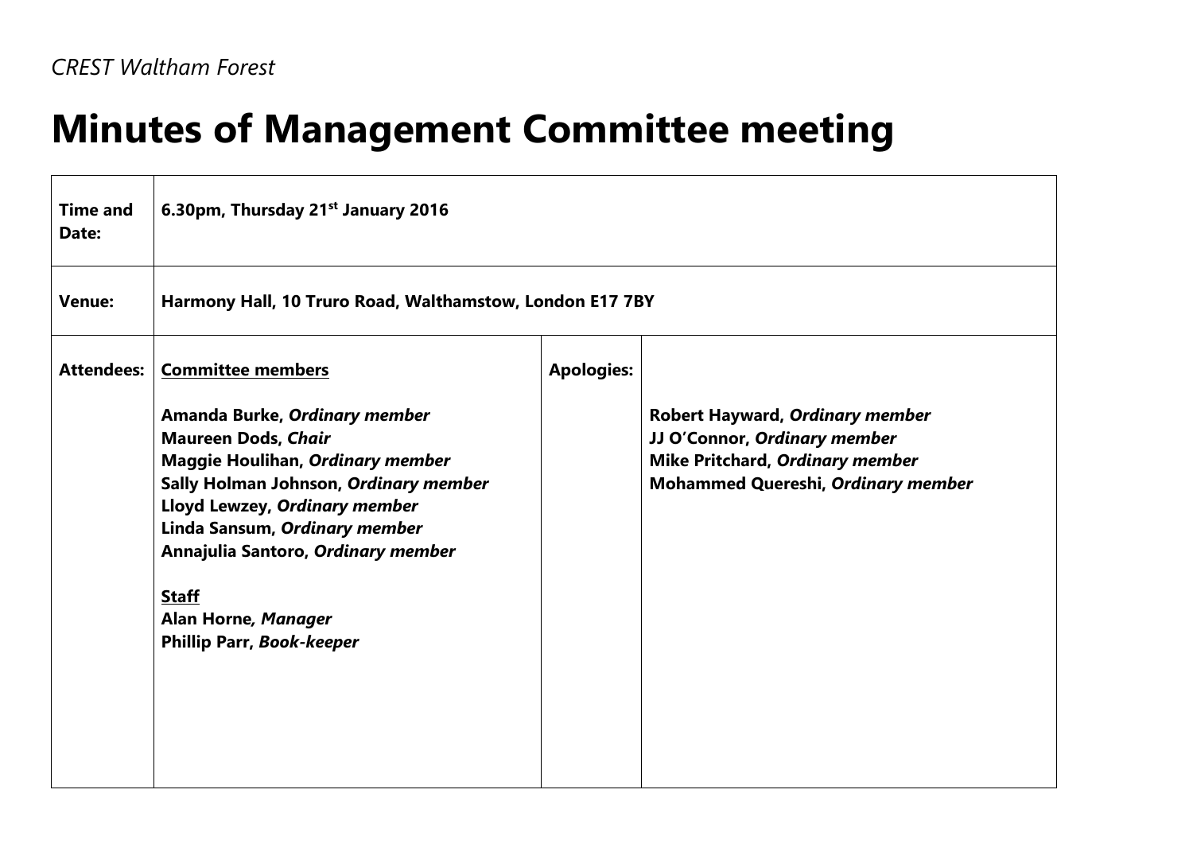*CREST Waltham Forest*

# Minutes of Management Committee meeting

| | | | |
|---|---|---|---|
| **Time and Date:** | **6.30pm, Thursday 21st January 2016** | | |
| **Venue:** | **Harmony Hall, 10 Truro Road, Walthamstow, London E17 7BY** | | |
| **Attendees:** | <u>**Committee members**</u><br><br>**Amanda Burke, *Ordinary member***<br>**Maureen Dods, *Chair***<br>**Maggie Houlihan, *Ordinary member***<br>**Sally Holman Johnson, *Ordinary member***<br>**Lloyd Lewzey, *Ordinary member***<br>**Linda Sansum, *Ordinary member***<br>**Annajulia Santoro, *Ordinary member***<br><br><u>**Staff**</u><br>**Alan Horne, *Manager***<br>**Phillip Parr, *Book-keeper*** | **Apologies:** | **Robert Hayward, *Ordinary member***<br>**JJ O'Connor, *Ordinary member***<br>**Mike Pritchard, *Ordinary member***<br>**Mohammed Quereshi, *Ordinary member*** |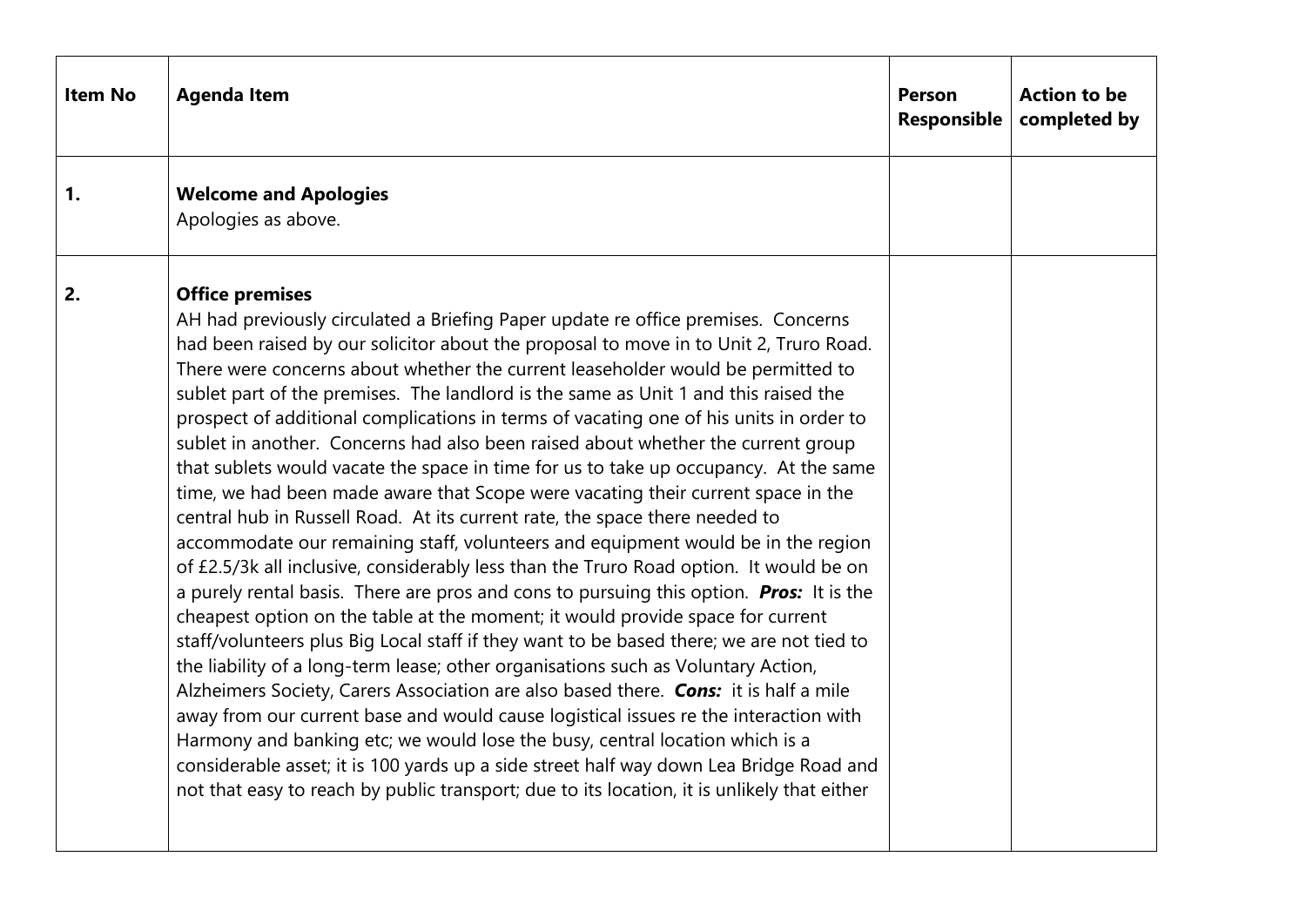| Item No | Agenda Item | Person Responsible | Action to be completed by |
|---|---|---|---|
| **1.** | **Welcome and Apologies**<br>Apologies as above. | | |
| **2.** | **Office premises**<br>AH had previously circulated a Briefing Paper update re office premises. Concerns had been raised by our solicitor about the proposal to move in to Unit 2, Truro Road. There were concerns about whether the current leaseholder would be permitted to sublet part of the premises. The landlord is the same as Unit 1 and this raised the prospect of additional complications in terms of vacating one of his units in order to sublet in another. Concerns had also been raised about whether the current group that sublets would vacate the space in time for us to take up occupancy. At the same time, we had been made aware that Scope were vacating their current space in the central hub in Russell Road. At its current rate, the space there needed to accommodate our remaining staff, volunteers and equipment would be in the region of £2.5/3k all inclusive, considerably less than the Truro Road option. It would be on a purely rental basis. There are pros and cons to pursuing this option. ***Pros:*** It is the cheapest option on the table at the moment; it would provide space for current staff/volunteers plus Big Local staff if they want to be based there; we are not tied to the liability of a long-term lease; other organisations such as Voluntary Action, Alzheimers Society, Carers Association are also based there. ***Cons:*** it is half a mile away from our current base and would cause logistical issues re the interaction with Harmony and banking etc; we would lose the busy, central location which is a considerable asset; it is 100 yards up a side street half way down Lea Bridge Road and not that easy to reach by public transport; due to its location, it is unlikely that either | | |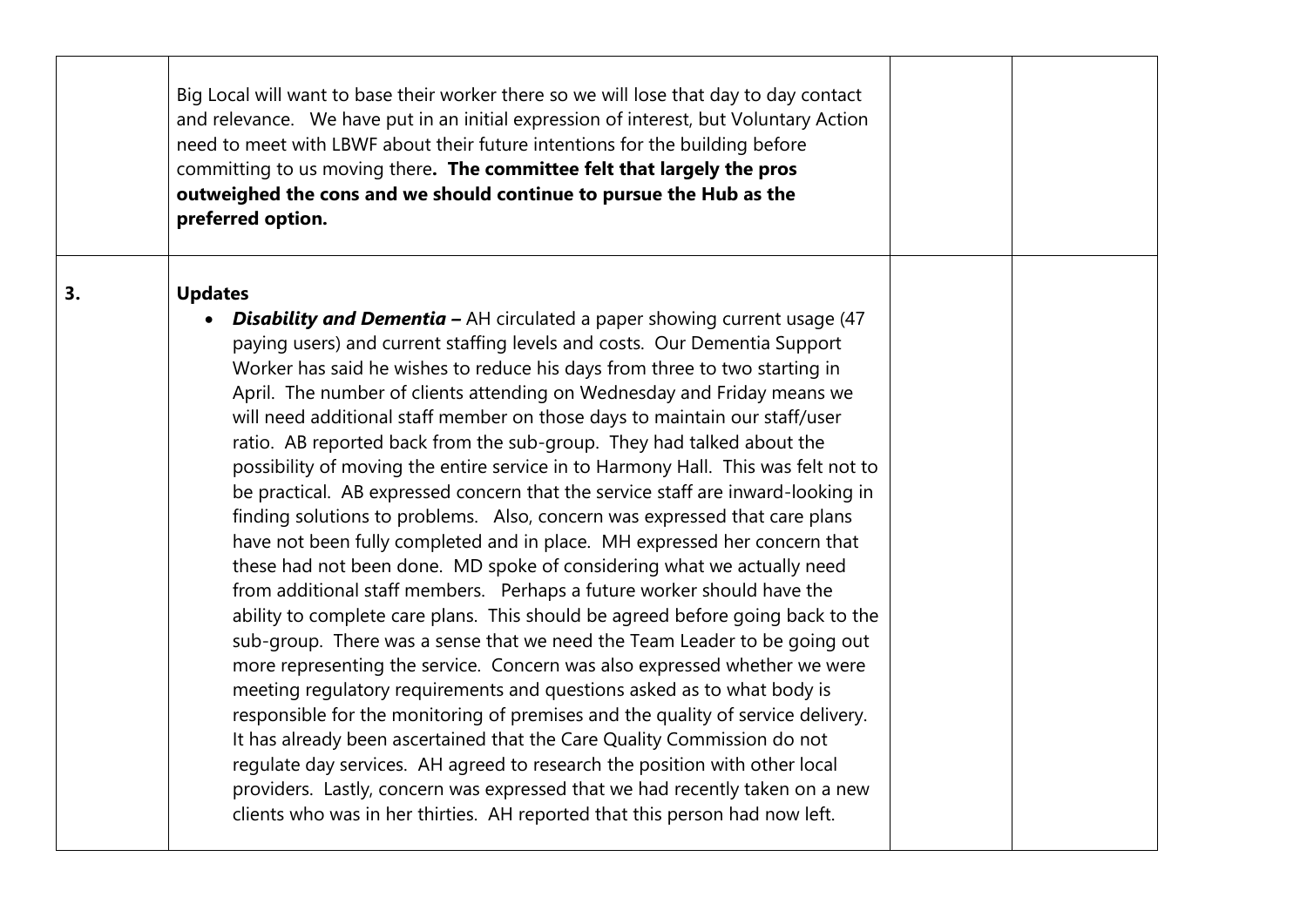| | | | |
|---|---|---|---|
| | Big Local will want to base their worker there so we will lose that day to day contact and relevance. We have put in an initial expression of interest, but Voluntary Action need to meet with LBWF about their future intentions for the building before committing to us moving there**. The committee felt that largely the pros outweighed the cons and we should continue to pursue the Hub as the preferred option.** | | |
| **3.** | **Updates**<br><br>• ***Disability and Dementia –*** AH circulated a paper showing current usage (47 paying users) and current staffing levels and costs. Our Dementia Support Worker has said he wishes to reduce his days from three to two starting in April. The number of clients attending on Wednesday and Friday means we will need additional staff member on those days to maintain our staff/user ratio. AB reported back from the sub-group. They had talked about the possibility of moving the entire service in to Harmony Hall. This was felt not to be practical. AB expressed concern that the service staff are inward-looking in finding solutions to problems. Also, concern was expressed that care plans have not been fully completed and in place. MH expressed her concern that these had not been done. MD spoke of considering what we actually need from additional staff members. Perhaps a future worker should have the ability to complete care plans. This should be agreed before going back to the sub-group. There was a sense that we need the Team Leader to be going out more representing the service. Concern was also expressed whether we were meeting regulatory requirements and questions asked as to what body is responsible for the monitoring of premises and the quality of service delivery. It has already been ascertained that the Care Quality Commission do not regulate day services. AH agreed to research the position with other local providers. Lastly, concern was expressed that we had recently taken on a new clients who was in her thirties. AH reported that this person had now left. | | |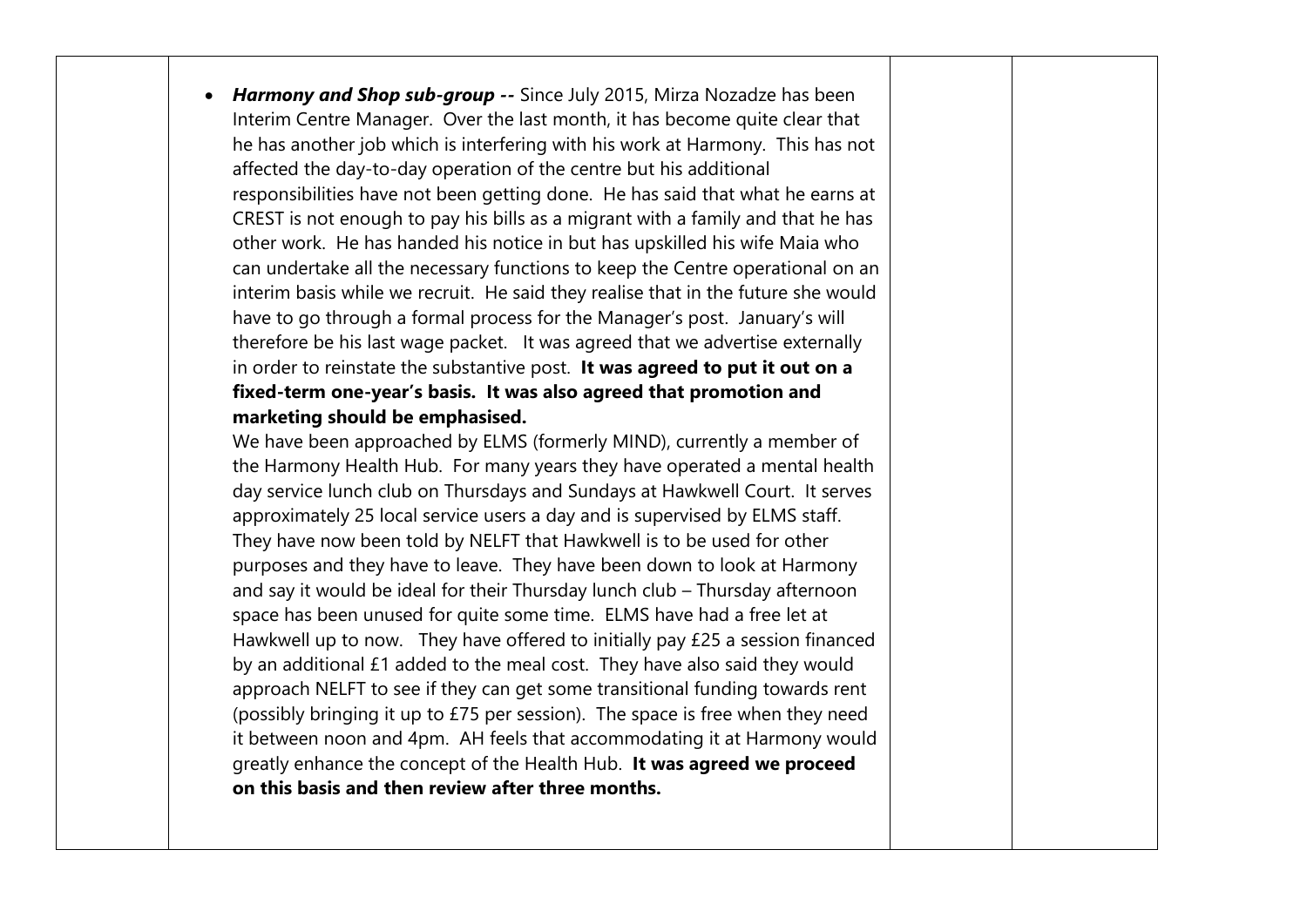| | | | |
|---|---|---|---|
| | • ***Harmony and Shop sub-group --*** Since July 2015, Mirza Nozadze has been Interim Centre Manager. Over the last month, it has become quite clear that he has another job which is interfering with his work at Harmony. This has not affected the day-to-day operation of the centre but his additional responsibilities have not been getting done. He has said that what he earns at CREST is not enough to pay his bills as a migrant with a family and that he has other work. He has handed his notice in but has upskilled his wife Maia who can undertake all the necessary functions to keep the Centre operational on an interim basis while we recruit. He said they realise that in the future she would have to go through a formal process for the Manager's post. January's will therefore be his last wage packet. It was agreed that we advertise externally in order to reinstate the substantive post. **It was agreed to put it out on a fixed-term one-year's basis. It was also agreed that promotion and marketing should be emphasised.**<br>We have been approached by ELMS (formerly MIND), currently a member of the Harmony Health Hub. For many years they have operated a mental health day service lunch club on Thursdays and Sundays at Hawkwell Court. It serves approximately 25 local service users a day and is supervised by ELMS staff. They have now been told by NELFT that Hawkwell is to be used for other purposes and they have to leave. They have been down to look at Harmony and say it would be ideal for their Thursday lunch club – Thursday afternoon space has been unused for quite some time. ELMS have had a free let at Hawkwell up to now. They have offered to initially pay £25 a session financed by an additional £1 added to the meal cost. They have also said they would approach NELFT to see if they can get some transitional funding towards rent (possibly bringing it up to £75 per session). The space is free when they need it between noon and 4pm. AH feels that accommodating it at Harmony would greatly enhance the concept of the Health Hub. **It was agreed we proceed on this basis and then review after three months.** | | |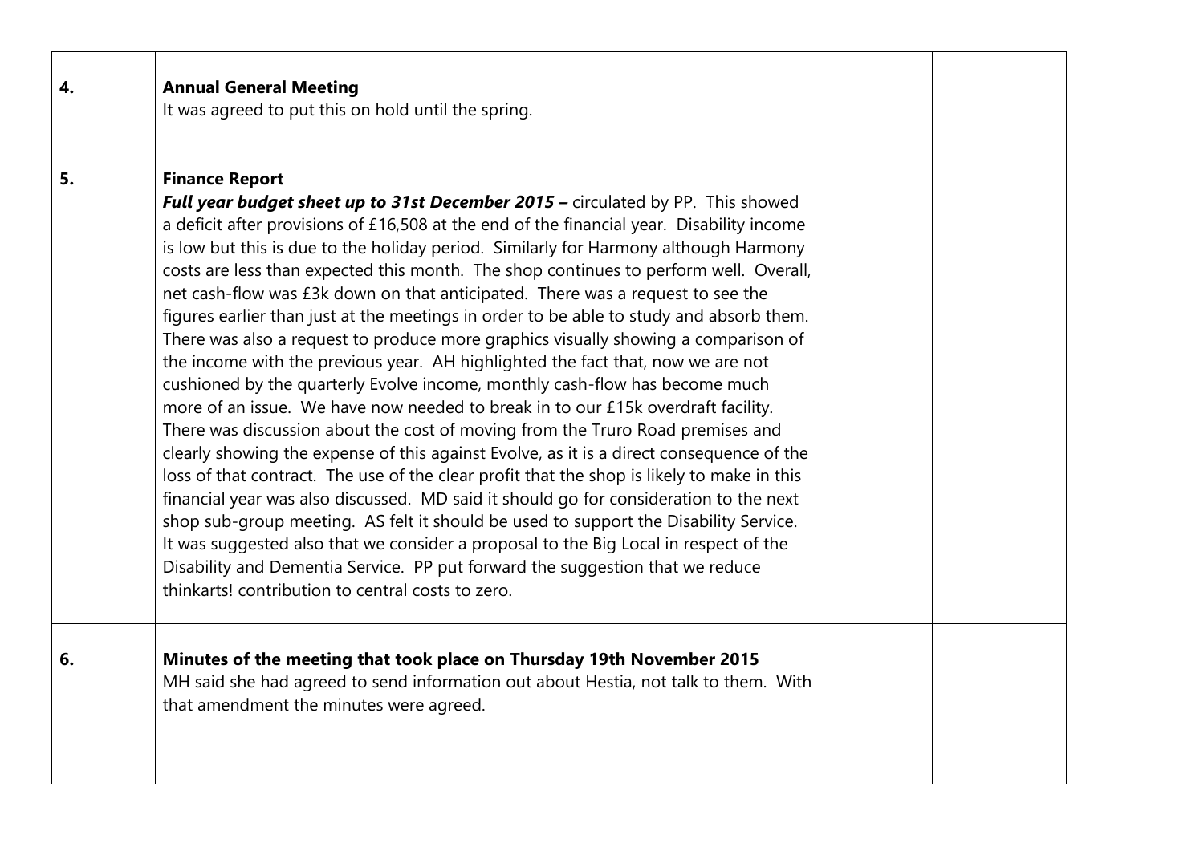| | | | |
|---|---|---|---|
| **4.** | **Annual General Meeting**<br>It was agreed to put this on hold until the spring. | | |
| **5.** | **Finance Report**<br>***Full year budget sheet up to 31st December 2015 –*** circulated by PP. This showed a deficit after provisions of £16,508 at the end of the financial year. Disability income is low but this is due to the holiday period. Similarly for Harmony although Harmony costs are less than expected this month. The shop continues to perform well. Overall, net cash-flow was £3k down on that anticipated. There was a request to see the figures earlier than just at the meetings in order to be able to study and absorb them. There was also a request to produce more graphics visually showing a comparison of the income with the previous year. AH highlighted the fact that, now we are not cushioned by the quarterly Evolve income, monthly cash-flow has become much more of an issue. We have now needed to break in to our £15k overdraft facility. There was discussion about the cost of moving from the Truro Road premises and clearly showing the expense of this against Evolve, as it is a direct consequence of the loss of that contract. The use of the clear profit that the shop is likely to make in this financial year was also discussed. MD said it should go for consideration to the next shop sub-group meeting. AS felt it should be used to support the Disability Service. It was suggested also that we consider a proposal to the Big Local in respect of the Disability and Dementia Service. PP put forward the suggestion that we reduce thinkarts! contribution to central costs to zero. | | |
| **6.** | **Minutes of the meeting that took place on Thursday 19th November 2015**<br>MH said she had agreed to send information out about Hestia, not talk to them. With that amendment the minutes were agreed. | | |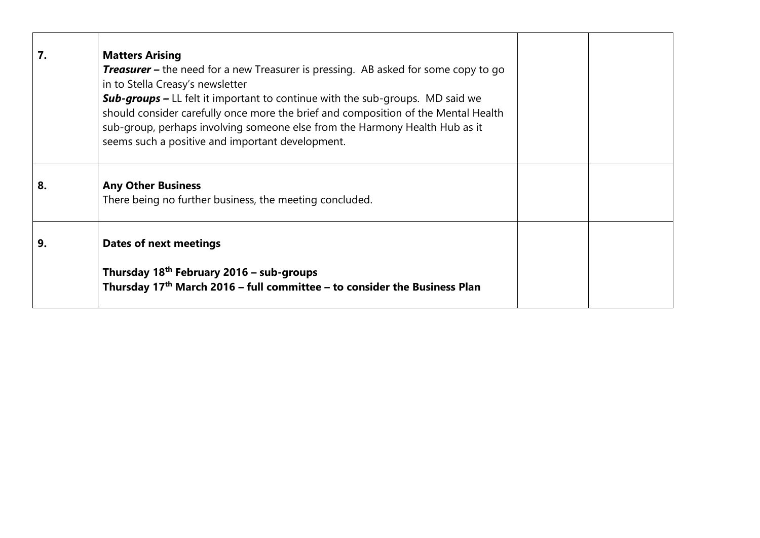| | | | |
|---|---|---|---|
| **7.** | **Matters Arising**<br>***Treasurer* –** the need for a new Treasurer is pressing. AB asked for some copy to go in to Stella Creasy's newsletter<br>***Sub-groups* –** LL felt it important to continue with the sub-groups. MD said we should consider carefully once more the brief and composition of the Mental Health sub-group, perhaps involving someone else from the Harmony Health Hub as it seems such a positive and important development. | | |
| **8.** | **Any Other Business**<br>There being no further business, the meeting concluded. | | |
| **9.** | **Dates of next meetings**<br><br>**Thursday 18th February 2016 – sub-groups**<br>**Thursday 17th March 2016 – full committee – to consider the Business Plan** | | |